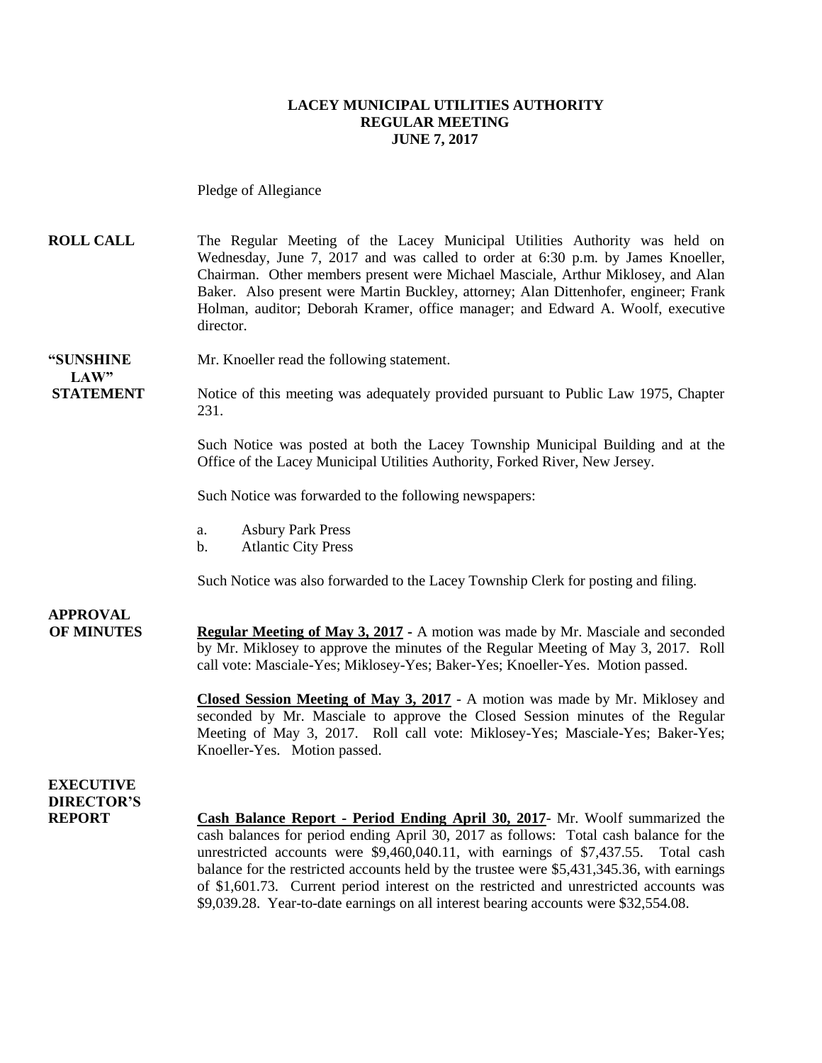**LACEY MUNICIPAL UTILITIES AUTHORITY**
**REGULAR MEETING**
**JUNE 7, 2017**

Pledge of Allegiance

**ROLL CALL**

The Regular Meeting of the Lacey Municipal Utilities Authority was held on Wednesday, June 7, 2017 and was called to order at 6:30 p.m. by James Knoeller, Chairman. Other members present were Michael Masciale, Arthur Miklosey, and Alan Baker. Also present were Martin Buckley, attorney; Alan Dittenhofer, engineer; Frank Holman, auditor; Deborah Kramer, office manager; and Edward A. Woolf, executive director.

**"SUNSHINE LAW" STATEMENT**

Mr. Knoeller read the following statement.

Notice of this meeting was adequately provided pursuant to Public Law 1975, Chapter 231.

Such Notice was posted at both the Lacey Township Municipal Building and at the Office of the Lacey Municipal Utilities Authority, Forked River, New Jersey.

Such Notice was forwarded to the following newspapers:

a. Asbury Park Press
b. Atlantic City Press

Such Notice was also forwarded to the Lacey Township Clerk for posting and filing.

**APPROVAL OF MINUTES**

**Regular Meeting of May 3, 2017** - A motion was made by Mr. Masciale and seconded by Mr. Miklosey to approve the minutes of the Regular Meeting of May 3, 2017. Roll call vote: Masciale-Yes; Miklosey-Yes; Baker-Yes; Knoeller-Yes. Motion passed.

**Closed Session Meeting of May 3, 2017** - A motion was made by Mr. Miklosey and seconded by Mr. Masciale to approve the Closed Session minutes of the Regular Meeting of May 3, 2017. Roll call vote: Miklosey-Yes; Masciale-Yes; Baker-Yes; Knoeller-Yes. Motion passed.

**EXECUTIVE DIRECTOR'S REPORT**

**Cash Balance Report - Period Ending April 30, 2017**- Mr. Woolf summarized the cash balances for period ending April 30, 2017 as follows: Total cash balance for the unrestricted accounts were $9,460,040.11, with earnings of $7,437.55. Total cash balance for the restricted accounts held by the trustee were $5,431,345.36, with earnings of $1,601.73. Current period interest on the restricted and unrestricted accounts was $9,039.28. Year-to-date earnings on all interest bearing accounts were $32,554.08.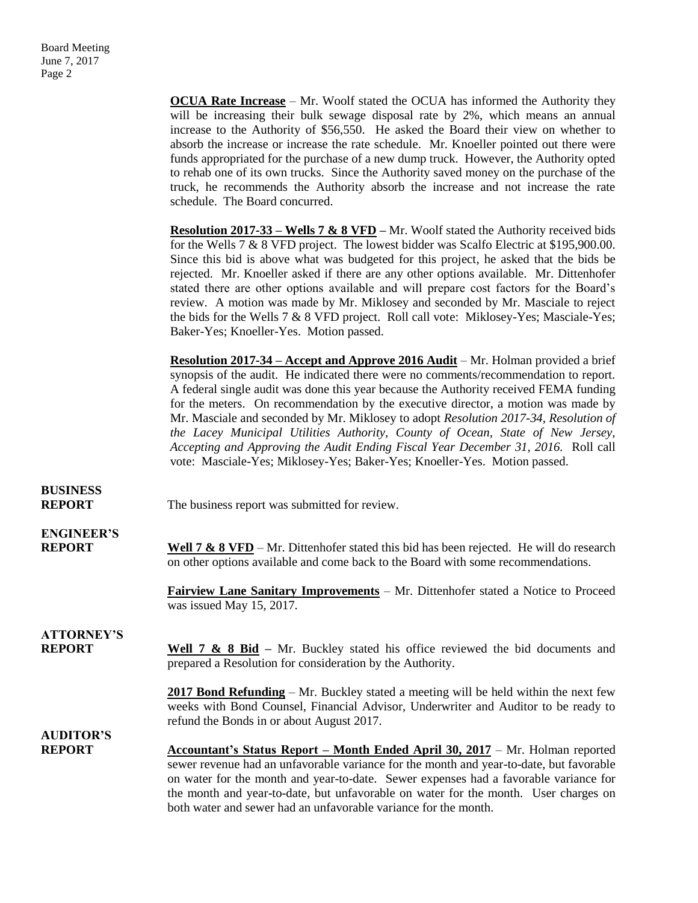**OCUA Rate Increase** – Mr. Woolf stated the OCUA has informed the Authority they will be increasing their bulk sewage disposal rate by 2%, which means an annual increase to the Authority of $56,550. He asked the Board their view on whether to absorb the increase or increase the rate schedule. Mr. Knoeller pointed out there were funds appropriated for the purchase of a new dump truck. However, the Authority opted to rehab one of its own trucks. Since the Authority saved money on the purchase of the truck, he recommends the Authority absorb the increase and not increase the rate schedule. The Board concurred.

**Resolution 2017-33 – Wells 7 & 8 VFD** – Mr. Woolf stated the Authority received bids for the Wells 7 & 8 VFD project. The lowest bidder was Scalfo Electric at $195,900.00. Since this bid is above what was budgeted for this project, he asked that the bids be rejected. Mr. Knoeller asked if there are any other options available. Mr. Dittenhofer stated there are other options available and will prepare cost factors for the Board's review. A motion was made by Mr. Miklosey and seconded by Mr. Masciale to reject the bids for the Wells 7 & 8 VFD project. Roll call vote: Miklosey-Yes; Masciale-Yes; Baker-Yes; Knoeller-Yes. Motion passed.

**Resolution 2017-34 – Accept and Approve 2016 Audit** – Mr. Holman provided a brief synopsis of the audit. He indicated there were no comments/recommendation to report. A federal single audit was done this year because the Authority received FEMA funding for the meters. On recommendation by the executive director, a motion was made by Mr. Masciale and seconded by Mr. Miklosey to adopt *Resolution 2017-34, Resolution of the Lacey Municipal Utilities Authority, County of Ocean, State of New Jersey, Accepting and Approving the Audit Ending Fiscal Year December 31, 2016.* Roll call vote: Masciale-Yes; Miklosey-Yes; Baker-Yes; Knoeller-Yes. Motion passed.

**BUSINESS REPORT**

The business report was submitted for review.

**ENGINEER'S REPORT**

**Well 7 & 8 VFD** – Mr. Dittenhofer stated this bid has been rejected. He will do research on other options available and come back to the Board with some recommendations.

**Fairview Lane Sanitary Improvements** – Mr. Dittenhofer stated a Notice to Proceed was issued May 15, 2017.

**ATTORNEY'S REPORT**

**Well 7 & 8 Bid** – Mr. Buckley stated his office reviewed the bid documents and prepared a Resolution for consideration by the Authority.

**2017 Bond Refunding** – Mr. Buckley stated a meeting will be held within the next few weeks with Bond Counsel, Financial Advisor, Underwriter and Auditor to be ready to refund the Bonds in or about August 2017.

**AUDITOR'S REPORT**

**Accountant's Status Report – Month Ended April 30, 2017** – Mr. Holman reported sewer revenue had an unfavorable variance for the month and year-to-date, but favorable on water for the month and year-to-date. Sewer expenses had a favorable variance for the month and year-to-date, but unfavorable on water for the month. User charges on both water and sewer had an unfavorable variance for the month.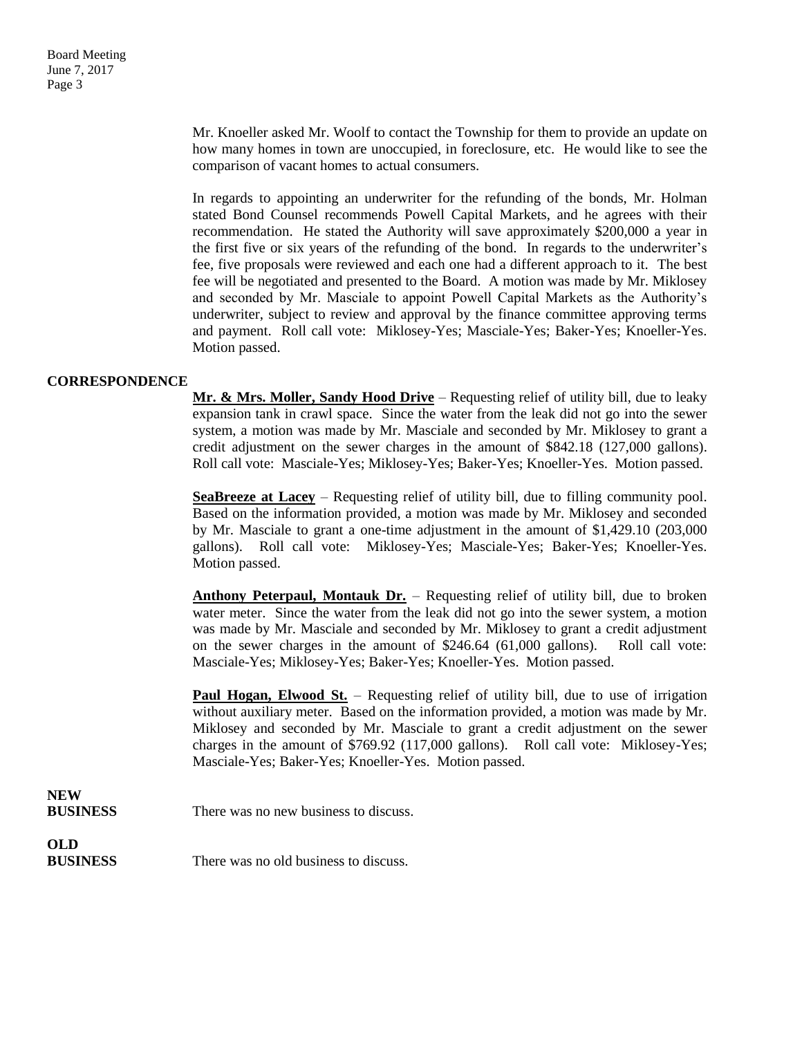Mr. Knoeller asked Mr. Woolf to contact the Township for them to provide an update on how many homes in town are unoccupied, in foreclosure, etc. He would like to see the comparison of vacant homes to actual consumers.

In regards to appointing an underwriter for the refunding of the bonds, Mr. Holman stated Bond Counsel recommends Powell Capital Markets, and he agrees with their recommendation. He stated the Authority will save approximately $200,000 a year in the first five or six years of the refunding of the bond. In regards to the underwriter's fee, five proposals were reviewed and each one had a different approach to it. The best fee will be negotiated and presented to the Board. A motion was made by Mr. Miklosey and seconded by Mr. Masciale to appoint Powell Capital Markets as the Authority's underwriter, subject to review and approval by the finance committee approving terms and payment. Roll call vote: Miklosey-Yes; Masciale-Yes; Baker-Yes; Knoeller-Yes. Motion passed.

**CORRESPONDENCE**

**Mr. & Mrs. Moller, Sandy Hood Drive** – Requesting relief of utility bill, due to leaky expansion tank in crawl space. Since the water from the leak did not go into the sewer system, a motion was made by Mr. Masciale and seconded by Mr. Miklosey to grant a credit adjustment on the sewer charges in the amount of $842.18 (127,000 gallons). Roll call vote: Masciale-Yes; Miklosey-Yes; Baker-Yes; Knoeller-Yes. Motion passed.

**SeaBreeze at Lacey** – Requesting relief of utility bill, due to filling community pool. Based on the information provided, a motion was made by Mr. Miklosey and seconded by Mr. Masciale to grant a one-time adjustment in the amount of $1,429.10 (203,000 gallons). Roll call vote: Miklosey-Yes; Masciale-Yes; Baker-Yes; Knoeller-Yes. Motion passed.

**Anthony Peterpaul, Montauk Dr.** – Requesting relief of utility bill, due to broken water meter. Since the water from the leak did not go into the sewer system, a motion was made by Mr. Masciale and seconded by Mr. Miklosey to grant a credit adjustment on the sewer charges in the amount of $246.64 (61,000 gallons). Roll call vote: Masciale-Yes; Miklosey-Yes; Baker-Yes; Knoeller-Yes. Motion passed.

**Paul Hogan, Elwood St.** – Requesting relief of utility bill, due to use of irrigation without auxiliary meter. Based on the information provided, a motion was made by Mr. Miklosey and seconded by Mr. Masciale to grant a credit adjustment on the sewer charges in the amount of $769.92 (117,000 gallons). Roll call vote: Miklosey-Yes; Masciale-Yes; Baker-Yes; Knoeller-Yes. Motion passed.

**NEW BUSINESS**

There was no new business to discuss.

**OLD BUSINESS**

There was no old business to discuss.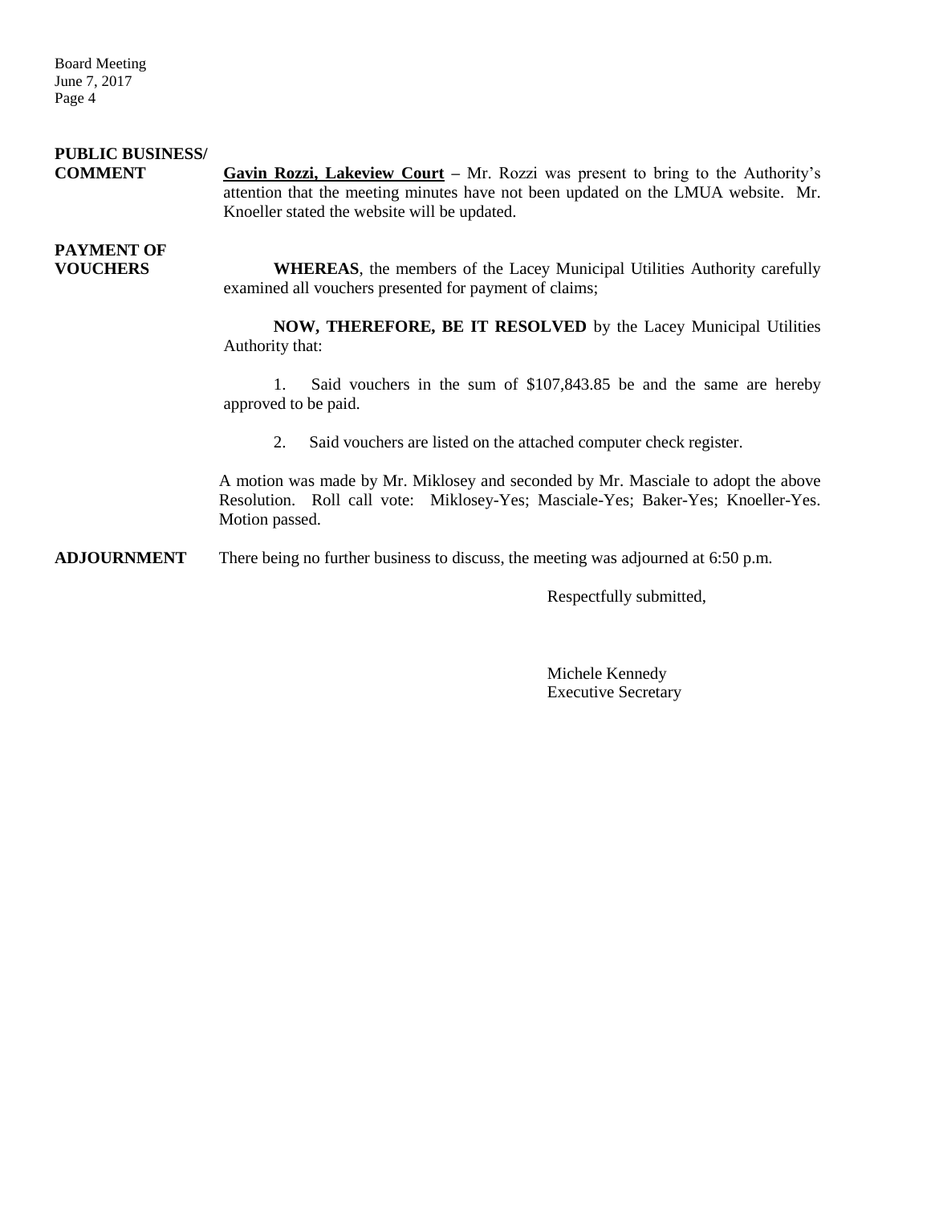**PUBLIC BUSINESS/ COMMENT**

**Gavin Rozzi, Lakeview Court** – Mr. Rozzi was present to bring to the Authority's attention that the meeting minutes have not been updated on the LMUA website. Mr. Knoeller stated the website will be updated.

**PAYMENT OF VOUCHERS**

**WHEREAS**, the members of the Lacey Municipal Utilities Authority carefully examined all vouchers presented for payment of claims;

**NOW, THEREFORE, BE IT RESOLVED** by the Lacey Municipal Utilities Authority that:

1. Said vouchers in the sum of $107,843.85 be and the same are hereby approved to be paid.

2. Said vouchers are listed on the attached computer check register.

A motion was made by Mr. Miklosey and seconded by Mr. Masciale to adopt the above Resolution. Roll call vote: Miklosey-Yes; Masciale-Yes; Baker-Yes; Knoeller-Yes. Motion passed.

**ADJOURNMENT**

There being no further business to discuss, the meeting was adjourned at 6:50 p.m.

Respectfully submitted,

Michele Kennedy
Executive Secretary